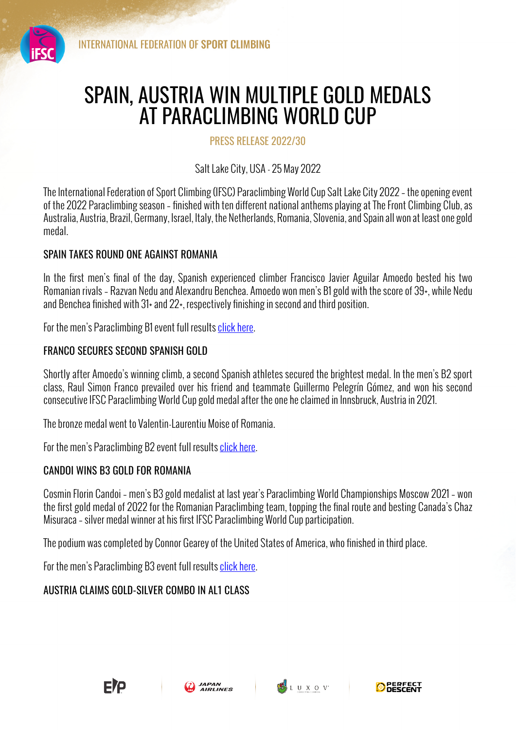INTERNATIONAL FEDERATION OF **SPORT CLIMBING**

# SPAIN, AUSTRIA WIN MULTIPLE GOLD MEDALS AT PARACLIMBING WORLD CUP

PRESS RELEASE 2022/30

Salt Lake City, USA - 25 May 2022

The International Federation of Sport Climbing (IFSC) Paraclimbing World Cup Salt Lake City 2022 – the opening event of the 2022 Paraclimbing season – finished with ten different national anthems playing at The Front Climbing Club, as Australia, Austria, Brazil, Germany, Israel, Italy, the Netherlands, Romania, Slovenia, and Spain all won at least one gold medal.

## SPAIN TAKES ROUND ONE AGAINST ROMANIA

In the first men's final of the day, Spanish experienced climber Francisco Javier Aguilar Amoedo bested his two Romanian rivals – Razvan Nedu and Alexandru Benchea. Amoedo won men's B1 gold with the score of 39+, while Nedu and Benchea finished with 31+ and 22+, respectively finishing in second and third position.

For the men's Paraclimbing B1 event full results click here.

## FRANCO SECURES SECOND SPANISH GOLD

Shortly after Amoedo's winning climb, a second Spanish athletes secured the brightest medal. In the men's B2 sport class, Raul Simon Franco prevailed over his friend and teammate Guillermo Pelegrín Gómez, and won his second consecutive IFSC Paraclimbing World Cup gold medal after the one he claimed in Innsbruck, Austria in 2021.

The bronze medal went to Valentin-Laurentiu Moise of Romania.

For the men's Paraclimbing B2 event full results click here.

## CANDOI WINS B3 GOLD FOR ROMANIA

Cosmin Florin Candoi – men's B3 gold medalist at last year's Paraclimbing World Championships Moscow 2021 – won the first gold medal of 2022 for the Romanian Paraclimbing team, topping the final route and besting Canada's Chaz Misuraca – silver medal winner at his first IFSC Paraclimbing World Cup participation.

The podium was completed by Connor Gearey of the United States of America, who finished in third place.

For the men's Paraclimbing B3 event full results click here.

## AUSTRIA CLAIMS GOLD-SILVER COMBO IN AL1 CLASS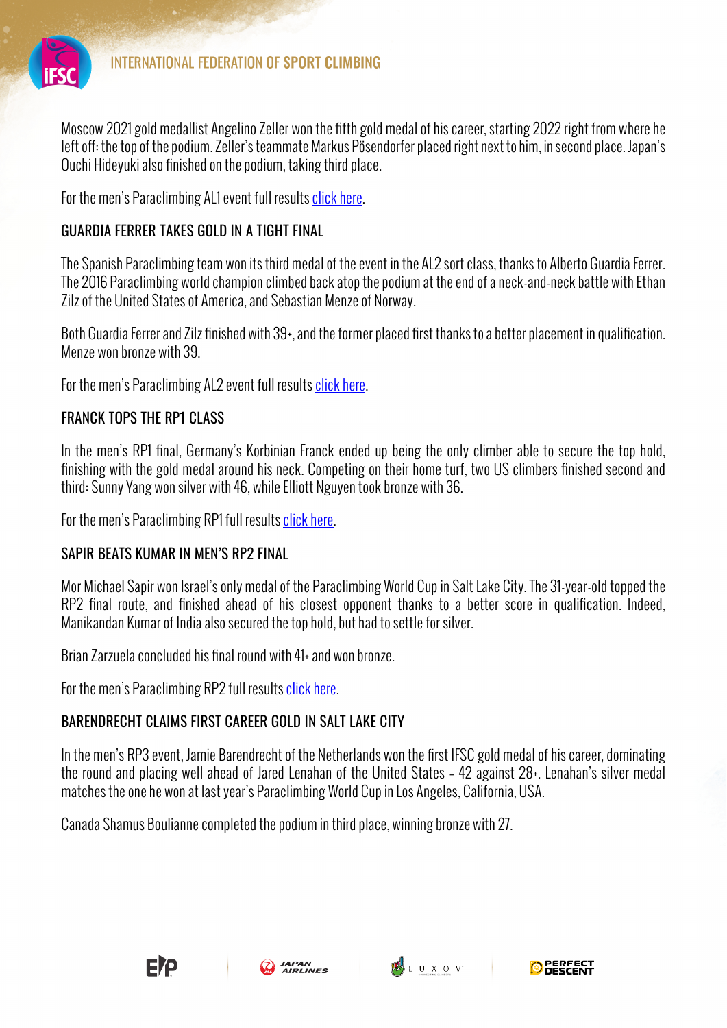Moscow 2021 gold medallist Angelino Zeller won the fifth gold medal of his career, starting 2022 right from where he left off: the top of the podium. Zeller's teammate Markus Pösendorfer placed right next to him, in second place. Japan's Ouchi Hideyuki also finished on the podium, taking third place.

For the men's Paraclimbing AL1 event full results [click here](#).

## GUARDIA FERRER TAKES GOLD IN A TIGHT FINAL

The Spanish Paraclimbing team won its third medal of the event in the AL2 sort class, thanks to Alberto Guardia Ferrer. The 2016 Paraclimbing world champion climbed back atop the podium at the end of a neck-and-neck battle with Ethan Zilz of the United States of America, and Sebastian Menze of Norway.

Both Guardia Ferrer and Zilz finished with 39+, and the former placed first thanks to a better placement in qualification. Menze won bronze with 39.

For the men's Paraclimbing AL2 event full results [click here](#).

## FRANCK TOPS THE RP1 CLASS

In the men's RP1 final, Germany's Korbinian Franck ended up being the only climber able to secure the top hold, finishing with the gold medal around his neck. Competing on their home turf, two US climbers finished second and third: Sunny Yang won silver with 46, while Elliott Nguyen took bronze with 36.

For the men's Paraclimbing RP1 full results [click here](#).

## SAPIR BEATS KUMAR IN MEN'S RP2 FINAL

Mor Michael Sapir won Israel's only medal of the Paraclimbing World Cup in Salt Lake City. The 31-year-old topped the RP2 final route, and finished ahead of his closest opponent thanks to a better score in qualification. Indeed, Manikandan Kumar of India also secured the top hold, but had to settle for silver.

Brian Zarzuela concluded his final round with 41+ and won bronze.

For the men's Paraclimbing RP2 full results [click here](#).

## BARENDRECHT CLAIMS FIRST CAREER GOLD IN SALT LAKE CITY

In the men's RP3 event, Jamie Barendrecht of the Netherlands won the first IFSC gold medal of his career, dominating the round and placing well ahead of Jared Lenahan of the United States – 42 against 28+. Lenahan's silver medal matches the one he won at last year's Paraclimbing World Cup in Los Angeles, California, USA.

Canada Shamus Boulianne completed the podium in third place, winning bronze with 27.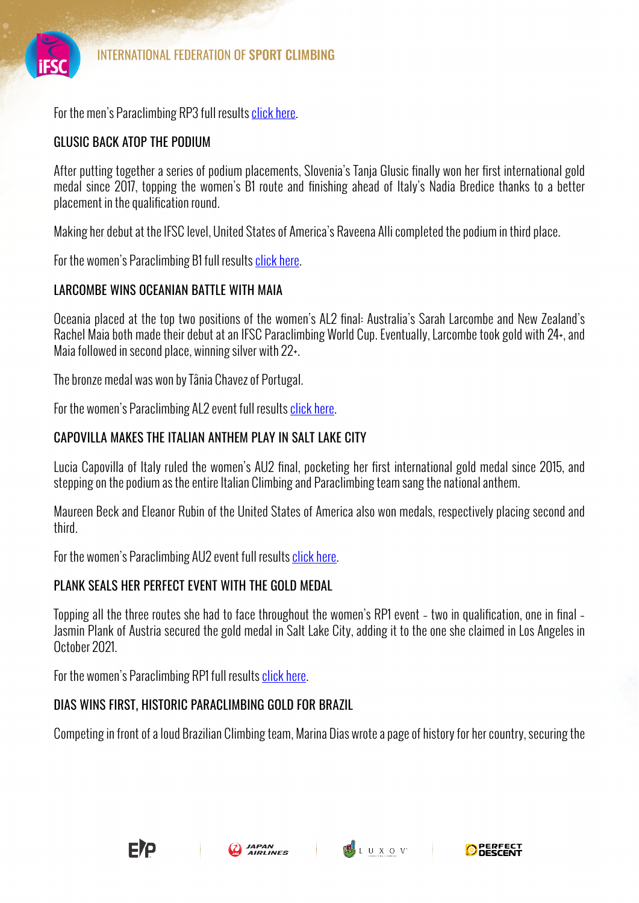For the men's Paraclimbing RP3 full results [click here](#).

## GLUSIC BACK ATOP THE PODIUM

After putting together a series of podium placements, Slovenia's Tanja Glusic finally won her first international gold medal since 2017, topping the women's B1 route and finishing ahead of Italy's Nadia Bredice thanks to a better placement in the qualification round.

Making her debut at the IFSC level, United States of America's Raveena Alli completed the podium in third place.

For the women's Paraclimbing B1 full results [click here](#).

## LARCOMBE WINS OCEANIAN BATTLE WITH MAIA

Oceania placed at the top two positions of the women's AL2 final: Australia's Sarah Larcombe and New Zealand's Rachel Maia both made their debut at an IFSC Paraclimbing World Cup. Eventually, Larcombe took gold with 24+, and Maia followed in second place, winning silver with 22+.

The bronze medal was won by Tânia Chavez of Portugal.

For the women's Paraclimbing AL2 event full results [click here](#).

## CAPOVILLA MAKES THE ITALIAN ANTHEM PLAY IN SALT LAKE CITY

Lucia Capovilla of Italy ruled the women's AU2 final, pocketing her first international gold medal since 2015, and stepping on the podium as the entire Italian Climbing and Paraclimbing team sang the national anthem.

Maureen Beck and Eleanor Rubin of the United States of America also won medals, respectively placing second and third.

For the women's Paraclimbing AU2 event full results [click here](#).

## PLANK SEALS HER PERFECT EVENT WITH THE GOLD MEDAL

Topping all the three routes she had to face throughout the women's RP1 event – two in qualification, one in final – Jasmin Plank of Austria secured the gold medal in Salt Lake City, adding it to the one she claimed in Los Angeles in October 2021.

For the women's Paraclimbing RP1 full results [click here](#).

## DIAS WINS FIRST, HISTORIC PARACLIMBING GOLD FOR BRAZIL

Competing in front of a loud Brazilian Climbing team, Marina Dias wrote a page of history for her country, securing the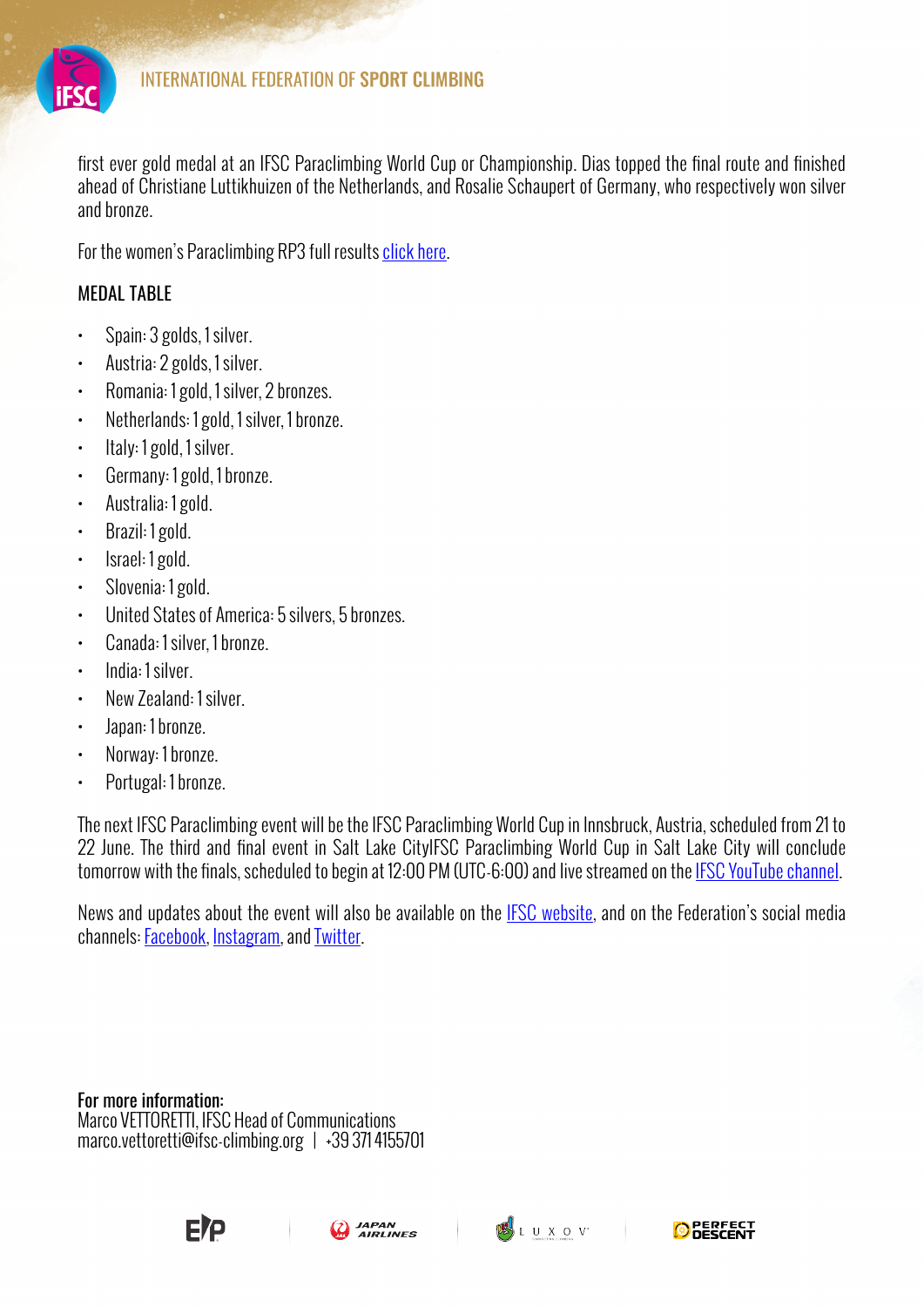first ever gold medal at an IFSC Paraclimbing World Cup or Championship. Dias topped the final route and finished ahead of Christiane Luttikhuizen of the Netherlands, and Rosalie Schaupert of Germany, who respectively won silver and bronze.

For the women's Paraclimbing RP3 full results [click here](#).

## MEDAL TABLE

- Spain: 3 golds, 1 silver.
- Austria: 2 golds, 1 silver.
- Romania: 1 gold, 1 silver, 2 bronzes.
- Netherlands: 1 gold, 1 silver, 1 bronze.
- Italy: 1 gold, 1 silver.
- Germany: 1 gold, 1 bronze.
- Australia: 1 gold.
- Brazil: 1 gold.
- Israel: 1 gold.
- Slovenia: 1 gold.
- United States of America: 5 silvers, 5 bronzes.
- Canada: 1 silver, 1 bronze.
- India: 1 silver.
- New Zealand: 1 silver.
- Japan: 1 bronze.
- Norway: 1 bronze.
- Portugal: 1 bronze.

The next IFSC Paraclimbing event will be the IFSC Paraclimbing World Cup in Innsbruck, Austria, scheduled from 21 to 22 June. The third and final event in Salt Lake CityIFSC Paraclimbing World Cup in Salt Lake City will conclude tomorrow with the finals, scheduled to begin at 12:00 PM (UTC-6:00) and live streamed on the [IFSC YouTube channel](#).

News and updates about the event will also be available on the [IFSC website](#), and on the Federation's social media channels: [Facebook](#), [Instagram](#), and [Twitter](#).

**For more information:**
Marco VETTORETTI, IFSC Head of Communications
marco.vettoretti@ifsc-climbing.org | +39 371 4155701